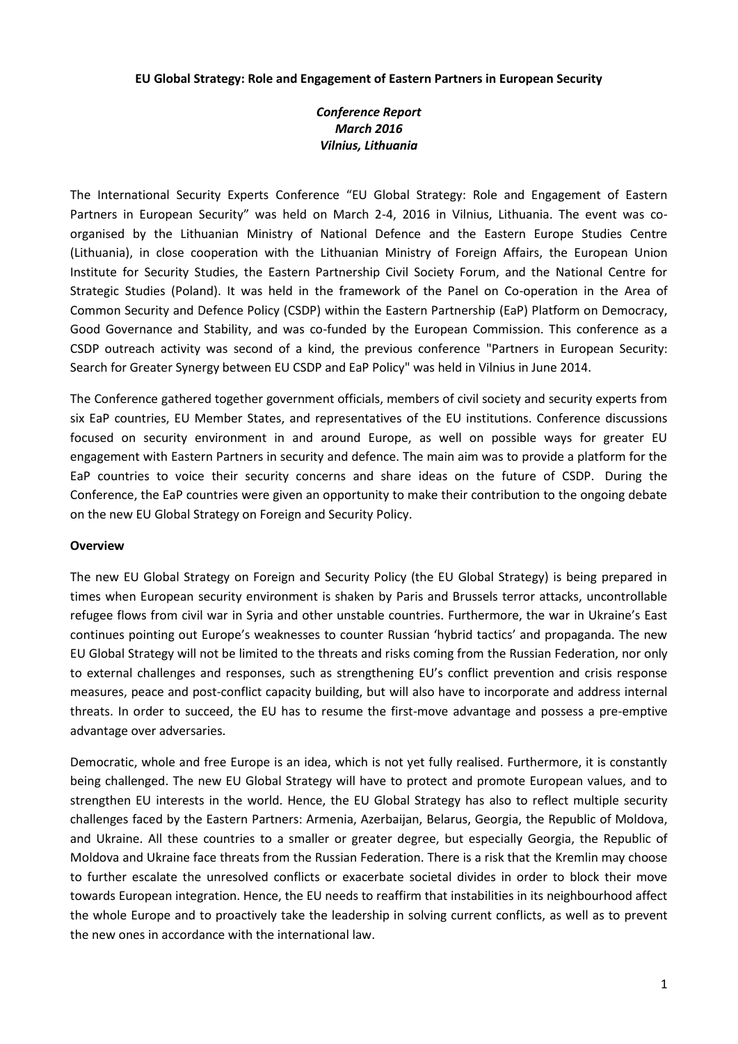**EU Global Strategy: Role and Engagement of Eastern Partners in European Security**

*Conference Report*
*March 2016*
*Vilnius, Lithuania*

The International Security Experts Conference "EU Global Strategy: Role and Engagement of Eastern Partners in European Security" was held on March 2-4, 2016 in Vilnius, Lithuania. The event was co-organised by the Lithuanian Ministry of National Defence and the Eastern Europe Studies Centre (Lithuania), in close cooperation with the Lithuanian Ministry of Foreign Affairs, the European Union Institute for Security Studies, the Eastern Partnership Civil Society Forum, and the National Centre for Strategic Studies (Poland). It was held in the framework of the Panel on Co-operation in the Area of Common Security and Defence Policy (CSDP) within the Eastern Partnership (EaP) Platform on Democracy, Good Governance and Stability, and was co-funded by the European Commission. This conference as a CSDP outreach activity was second of a kind, the previous conference "Partners in European Security: Search for Greater Synergy between EU CSDP and EaP Policy" was held in Vilnius in June 2014.

The Conference gathered together government officials, members of civil society and security experts from six EaP countries, EU Member States, and representatives of the EU institutions. Conference discussions focused on security environment in and around Europe, as well on possible ways for greater EU engagement with Eastern Partners in security and defence. The main aim was to provide a platform for the EaP countries to voice their security concerns and share ideas on the future of CSDP. During the Conference, the EaP countries were given an opportunity to make their contribution to the ongoing debate on the new EU Global Strategy on Foreign and Security Policy.

**Overview**

The new EU Global Strategy on Foreign and Security Policy (the EU Global Strategy) is being prepared in times when European security environment is shaken by Paris and Brussels terror attacks, uncontrollable refugee flows from civil war in Syria and other unstable countries. Furthermore, the war in Ukraine's East continues pointing out Europe's weaknesses to counter Russian 'hybrid tactics' and propaganda. The new EU Global Strategy will not be limited to the threats and risks coming from the Russian Federation, nor only to external challenges and responses, such as strengthening EU's conflict prevention and crisis response measures, peace and post-conflict capacity building, but will also have to incorporate and address internal threats. In order to succeed, the EU has to resume the first-move advantage and possess a pre-emptive advantage over adversaries.

Democratic, whole and free Europe is an idea, which is not yet fully realised. Furthermore, it is constantly being challenged. The new EU Global Strategy will have to protect and promote European values, and to strengthen EU interests in the world. Hence, the EU Global Strategy has also to reflect multiple security challenges faced by the Eastern Partners: Armenia, Azerbaijan, Belarus, Georgia, the Republic of Moldova, and Ukraine. All these countries to a smaller or greater degree, but especially Georgia, the Republic of Moldova and Ukraine face threats from the Russian Federation. There is a risk that the Kremlin may choose to further escalate the unresolved conflicts or exacerbate societal divides in order to block their move towards European integration. Hence, the EU needs to reaffirm that instabilities in its neighbourhood affect the whole Europe and to proactively take the leadership in solving current conflicts, as well as to prevent the new ones in accordance with the international law.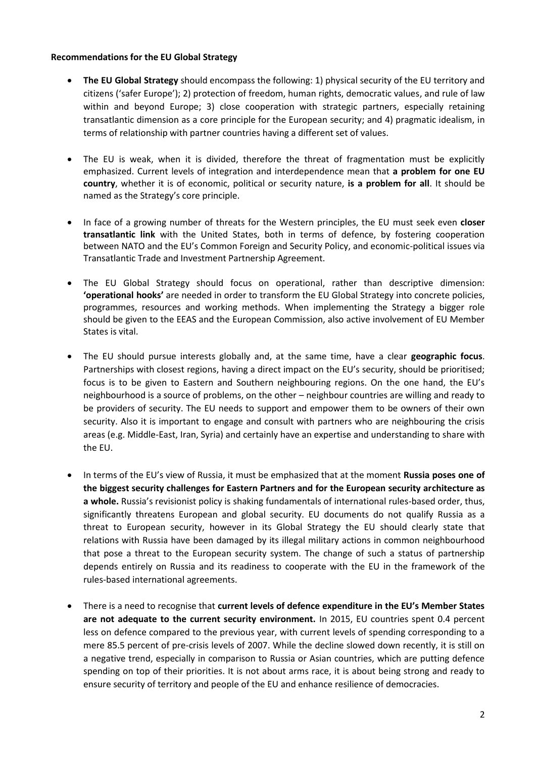**Recommendations for the EU Global Strategy**

- **The EU Global Strategy** should encompass the following: 1) physical security of the EU territory and citizens ('safer Europe'); 2) protection of freedom, human rights, democratic values, and rule of law within and beyond Europe; 3) close cooperation with strategic partners, especially retaining transatlantic dimension as a core principle for the European security; and 4) pragmatic idealism, in terms of relationship with partner countries having a different set of values.

- The EU is weak, when it is divided, therefore the threat of fragmentation must be explicitly emphasized. Current levels of integration and interdependence mean that **a problem for one EU country**, whether it is of economic, political or security nature, **is a problem for all**. It should be named as the Strategy's core principle.

- In face of a growing number of threats for the Western principles, the EU must seek even **closer transatlantic link** with the United States, both in terms of defence, by fostering cooperation between NATO and the EU's Common Foreign and Security Policy, and economic-political issues via Transatlantic Trade and Investment Partnership Agreement.

- The EU Global Strategy should focus on operational, rather than descriptive dimension: **'operational hooks'** are needed in order to transform the EU Global Strategy into concrete policies, programmes, resources and working methods. When implementing the Strategy a bigger role should be given to the EEAS and the European Commission, also active involvement of EU Member States is vital.

- The EU should pursue interests globally and, at the same time, have a clear **geographic focus**. Partnerships with closest regions, having a direct impact on the EU's security, should be prioritised; focus is to be given to Eastern and Southern neighbouring regions. On the one hand, the EU's neighbourhood is a source of problems, on the other – neighbour countries are willing and ready to be providers of security. The EU needs to support and empower them to be owners of their own security. Also it is important to engage and consult with partners who are neighbouring the crisis areas (e.g. Middle-East, Iran, Syria) and certainly have an expertise and understanding to share with the EU.

- In terms of the EU's view of Russia, it must be emphasized that at the moment **Russia poses one of the biggest security challenges for Eastern Partners and for the European security architecture as a whole.** Russia's revisionist policy is shaking fundamentals of international rules-based order, thus, significantly threatens European and global security. EU documents do not qualify Russia as a threat to European security, however in its Global Strategy the EU should clearly state that relations with Russia have been damaged by its illegal military actions in common neighbourhood that pose a threat to the European security system. The change of such a status of partnership depends entirely on Russia and its readiness to cooperate with the EU in the framework of the rules-based international agreements.

- There is a need to recognise that **current levels of defence expenditure in the EU's Member States are not adequate to the current security environment.** In 2015, EU countries spent 0.4 percent less on defence compared to the previous year, with current levels of spending corresponding to a mere 85.5 percent of pre-crisis levels of 2007. While the decline slowed down recently, it is still on a negative trend, especially in comparison to Russia or Asian countries, which are putting defence spending on top of their priorities. It is not about arms race, it is about being strong and ready to ensure security of territory and people of the EU and enhance resilience of democracies.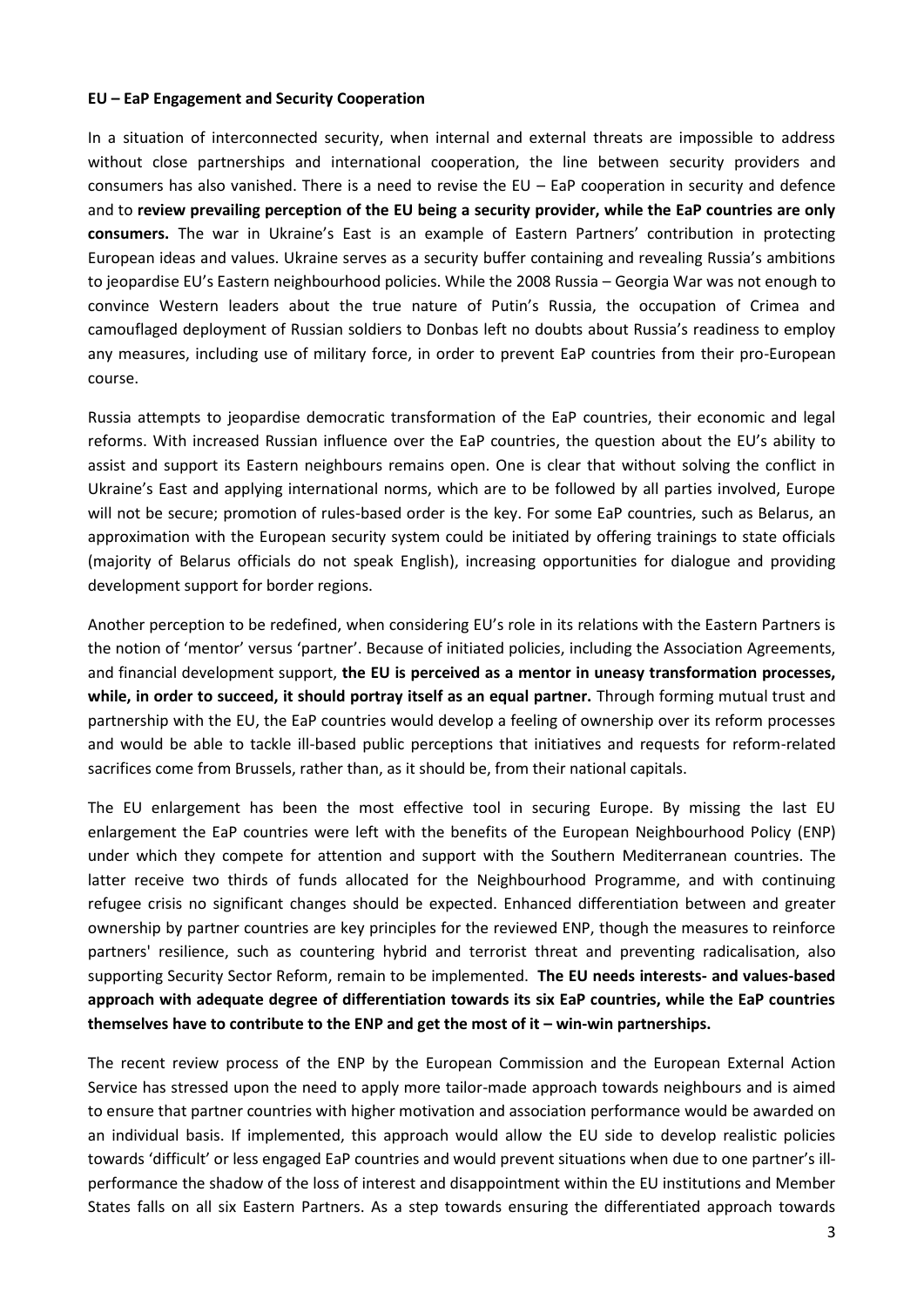**EU – EaP Engagement and Security Cooperation**

In a situation of interconnected security, when internal and external threats are impossible to address without close partnerships and international cooperation, the line between security providers and consumers has also vanished. There is a need to revise the EU – EaP cooperation in security and defence and to **review prevailing perception of the EU being a security provider, while the EaP countries are only consumers.** The war in Ukraine's East is an example of Eastern Partners' contribution in protecting European ideas and values. Ukraine serves as a security buffer containing and revealing Russia's ambitions to jeopardise EU's Eastern neighbourhood policies. While the 2008 Russia – Georgia War was not enough to convince Western leaders about the true nature of Putin's Russia, the occupation of Crimea and camouflaged deployment of Russian soldiers to Donbas left no doubts about Russia's readiness to employ any measures, including use of military force, in order to prevent EaP countries from their pro-European course.

Russia attempts to jeopardise democratic transformation of the EaP countries, their economic and legal reforms. With increased Russian influence over the EaP countries, the question about the EU's ability to assist and support its Eastern neighbours remains open. One is clear that without solving the conflict in Ukraine's East and applying international norms, which are to be followed by all parties involved, Europe will not be secure; promotion of rules-based order is the key. For some EaP countries, such as Belarus, an approximation with the European security system could be initiated by offering trainings to state officials (majority of Belarus officials do not speak English), increasing opportunities for dialogue and providing development support for border regions.

Another perception to be redefined, when considering EU's role in its relations with the Eastern Partners is the notion of 'mentor' versus 'partner'. Because of initiated policies, including the Association Agreements, and financial development support, **the EU is perceived as a mentor in uneasy transformation processes, while, in order to succeed, it should portray itself as an equal partner.** Through forming mutual trust and partnership with the EU, the EaP countries would develop a feeling of ownership over its reform processes and would be able to tackle ill-based public perceptions that initiatives and requests for reform-related sacrifices come from Brussels, rather than, as it should be, from their national capitals.

The EU enlargement has been the most effective tool in securing Europe. By missing the last EU enlargement the EaP countries were left with the benefits of the European Neighbourhood Policy (ENP) under which they compete for attention and support with the Southern Mediterranean countries. The latter receive two thirds of funds allocated for the Neighbourhood Programme, and with continuing refugee crisis no significant changes should be expected. Enhanced differentiation between and greater ownership by partner countries are key principles for the reviewed ENP, though the measures to reinforce partners' resilience, such as countering hybrid and terrorist threat and preventing radicalisation, also supporting Security Sector Reform, remain to be implemented. **The EU needs interests- and values-based approach with adequate degree of differentiation towards its six EaP countries, while the EaP countries themselves have to contribute to the ENP and get the most of it – win-win partnerships.**

The recent review process of the ENP by the European Commission and the European External Action Service has stressed upon the need to apply more tailor-made approach towards neighbours and is aimed to ensure that partner countries with higher motivation and association performance would be awarded on an individual basis. If implemented, this approach would allow the EU side to develop realistic policies towards 'difficult' or less engaged EaP countries and would prevent situations when due to one partner's ill-performance the shadow of the loss of interest and disappointment within the EU institutions and Member States falls on all six Eastern Partners. As a step towards ensuring the differentiated approach towards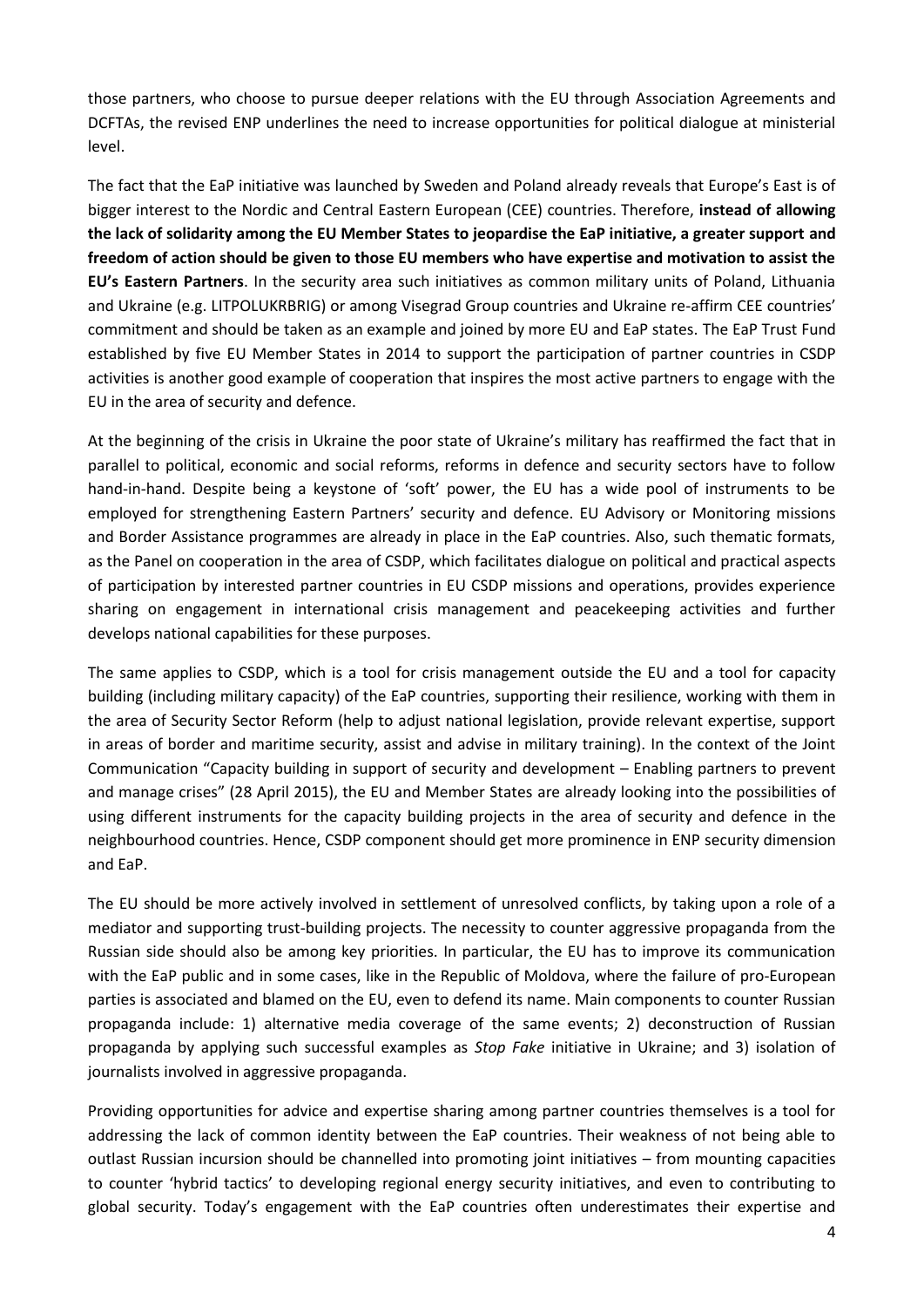those partners, who choose to pursue deeper relations with the EU through Association Agreements and DCFTAs, the revised ENP underlines the need to increase opportunities for political dialogue at ministerial level.

The fact that the EaP initiative was launched by Sweden and Poland already reveals that Europe's East is of bigger interest to the Nordic and Central Eastern European (CEE) countries. Therefore, **instead of allowing the lack of solidarity among the EU Member States to jeopardise the EaP initiative, a greater support and freedom of action should be given to those EU members who have expertise and motivation to assist the EU's Eastern Partners**. In the security area such initiatives as common military units of Poland, Lithuania and Ukraine (e.g. LITPOLUKRBRIG) or among Visegrad Group countries and Ukraine re-affirm CEE countries' commitment and should be taken as an example and joined by more EU and EaP states. The EaP Trust Fund established by five EU Member States in 2014 to support the participation of partner countries in CSDP activities is another good example of cooperation that inspires the most active partners to engage with the EU in the area of security and defence.

At the beginning of the crisis in Ukraine the poor state of Ukraine's military has reaffirmed the fact that in parallel to political, economic and social reforms, reforms in defence and security sectors have to follow hand-in-hand. Despite being a keystone of 'soft' power, the EU has a wide pool of instruments to be employed for strengthening Eastern Partners' security and defence. EU Advisory or Monitoring missions and Border Assistance programmes are already in place in the EaP countries. Also, such thematic formats, as the Panel on cooperation in the area of CSDP, which facilitates dialogue on political and practical aspects of participation by interested partner countries in EU CSDP missions and operations, provides experience sharing on engagement in international crisis management and peacekeeping activities and further develops national capabilities for these purposes.

The same applies to CSDP, which is a tool for crisis management outside the EU and a tool for capacity building (including military capacity) of the EaP countries, supporting their resilience, working with them in the area of Security Sector Reform (help to adjust national legislation, provide relevant expertise, support in areas of border and maritime security, assist and advise in military training). In the context of the Joint Communication "Capacity building in support of security and development – Enabling partners to prevent and manage crises" (28 April 2015), the EU and Member States are already looking into the possibilities of using different instruments for the capacity building projects in the area of security and defence in the neighbourhood countries. Hence, CSDP component should get more prominence in ENP security dimension and EaP.

The EU should be more actively involved in settlement of unresolved conflicts, by taking upon a role of a mediator and supporting trust-building projects. The necessity to counter aggressive propaganda from the Russian side should also be among key priorities. In particular, the EU has to improve its communication with the EaP public and in some cases, like in the Republic of Moldova, where the failure of pro-European parties is associated and blamed on the EU, even to defend its name. Main components to counter Russian propaganda include: 1) alternative media coverage of the same events; 2) deconstruction of Russian propaganda by applying such successful examples as *Stop Fake* initiative in Ukraine; and 3) isolation of journalists involved in aggressive propaganda.

Providing opportunities for advice and expertise sharing among partner countries themselves is a tool for addressing the lack of common identity between the EaP countries. Their weakness of not being able to outlast Russian incursion should be channelled into promoting joint initiatives – from mounting capacities to counter 'hybrid tactics' to developing regional energy security initiatives, and even to contributing to global security. Today's engagement with the EaP countries often underestimates their expertise and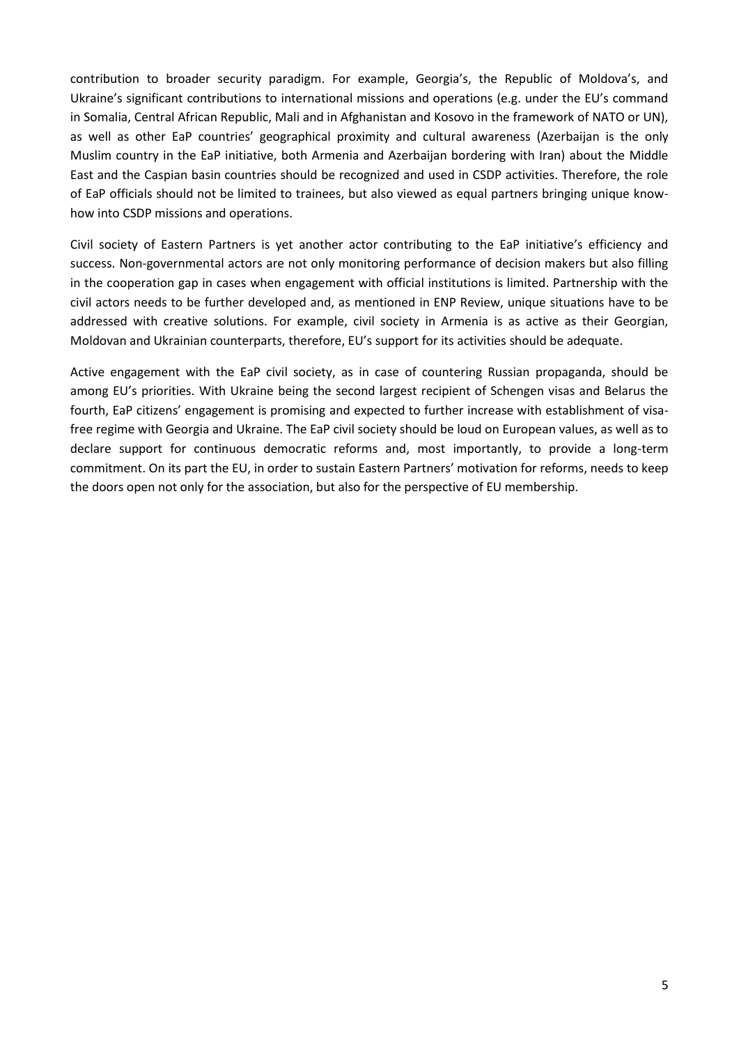contribution to broader security paradigm. For example, Georgia's, the Republic of Moldova's, and Ukraine's significant contributions to international missions and operations (e.g. under the EU's command in Somalia, Central African Republic, Mali and in Afghanistan and Kosovo in the framework of NATO or UN), as well as other EaP countries' geographical proximity and cultural awareness (Azerbaijan is the only Muslim country in the EaP initiative, both Armenia and Azerbaijan bordering with Iran) about the Middle East and the Caspian basin countries should be recognized and used in CSDP activities. Therefore, the role of EaP officials should not be limited to trainees, but also viewed as equal partners bringing unique know-how into CSDP missions and operations.

Civil society of Eastern Partners is yet another actor contributing to the EaP initiative's efficiency and success. Non-governmental actors are not only monitoring performance of decision makers but also filling in the cooperation gap in cases when engagement with official institutions is limited. Partnership with the civil actors needs to be further developed and, as mentioned in ENP Review, unique situations have to be addressed with creative solutions. For example, civil society in Armenia is as active as their Georgian, Moldovan and Ukrainian counterparts, therefore, EU's support for its activities should be adequate.

Active engagement with the EaP civil society, as in case of countering Russian propaganda, should be among EU's priorities. With Ukraine being the second largest recipient of Schengen visas and Belarus the fourth, EaP citizens' engagement is promising and expected to further increase with establishment of visa-free regime with Georgia and Ukraine. The EaP civil society should be loud on European values, as well as to declare support for continuous democratic reforms and, most importantly, to provide a long-term commitment. On its part the EU, in order to sustain Eastern Partners' motivation for reforms, needs to keep the doors open not only for the association, but also for the perspective of EU membership.